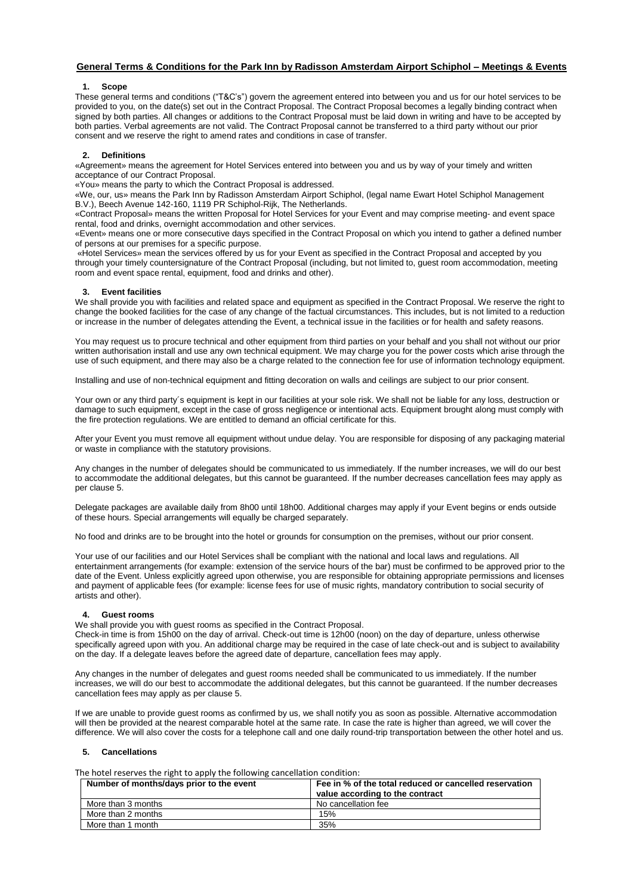# General Terms & Conditions for the Park Inn by Radisson Amsterdam Airport Schiphol – Meetings & Events

## 1. Scope

These general terms and conditions ("T&C's") govern the agreement entered into between you and us for our hotel services to be provided to you, on the date(s) set out in the Contract Proposal. The Contract Proposal becomes a legally binding contract when signed by both parties. All changes or additions to the Contract Proposal must be laid down in writing and have to be accepted by both parties. Verbal agreements are not valid. The Contract Proposal cannot be transferred to a third party without our prior consent and we reserve the right to amend rates and conditions in case of transfer.

## 2. Definitions

«Agreement» means the agreement for Hotel Services entered into between you and us by way of your timely and written acceptance of our Contract Proposal.

«You» means the party to which the Contract Proposal is addressed.

«We, our, us» means the Park Inn by Radisson Amsterdam Airport Schiphol, (legal name Ewart Hotel Schiphol Management B.V.), Beech Avenue 142-160, 1119 PR Schiphol-Rijk, The Netherlands.

«Contract Proposal» means the written Proposal for Hotel Services for your Event and may comprise meeting- and event space rental, food and drinks, overnight accommodation and other services.

«Event» means one or more consecutive days specified in the Contract Proposal on which you intend to gather a defined number of persons at our premises for a specific purpose.

«Hotel Services» mean the services offered by us for your Event as specified in the Contract Proposal and accepted by you through your timely countersignature of the Contract Proposal (including, but not limited to, guest room accommodation, meeting room and event space rental, equipment, food and drinks and other).

## 3. Event facilities

We shall provide you with facilities and related space and equipment as specified in the Contract Proposal. We reserve the right to change the booked facilities for the case of any change of the factual circumstances. This includes, but is not limited to a reduction or increase in the number of delegates attending the Event, a technical issue in the facilities or for health and safety reasons.

You may request us to procure technical and other equipment from third parties on your behalf and you shall not without our prior written authorisation install and use any own technical equipment. We may charge you for the power costs which arise through the use of such equipment, and there may also be a charge related to the connection fee for use of information technology equipment.

Installing and use of non-technical equipment and fitting decoration on walls and ceilings are subject to our prior consent.

Your own or any third party´s equipment is kept in our facilities at your sole risk. We shall not be liable for any loss, destruction or damage to such equipment, except in the case of gross negligence or intentional acts. Equipment brought along must comply with the fire protection regulations. We are entitled to demand an official certificate for this.

After your Event you must remove all equipment without undue delay. You are responsible for disposing of any packaging material or waste in compliance with the statutory provisions.

Any changes in the number of delegates should be communicated to us immediately. If the number increases, we will do our best to accommodate the additional delegates, but this cannot be guaranteed. If the number decreases cancellation fees may apply as per clause 5.

Delegate packages are available daily from 8h00 until 18h00. Additional charges may apply if your Event begins or ends outside of these hours. Special arrangements will equally be charged separately.

No food and drinks are to be brought into the hotel or grounds for consumption on the premises, without our prior consent.

Your use of our facilities and our Hotel Services shall be compliant with the national and local laws and regulations. All entertainment arrangements (for example: extension of the service hours of the bar) must be confirmed to be approved prior to the date of the Event. Unless explicitly agreed upon otherwise, you are responsible for obtaining appropriate permissions and licenses and payment of applicable fees (for example: license fees for use of music rights, mandatory contribution to social security of artists and other).

## 4. Guest rooms

We shall provide you with guest rooms as specified in the Contract Proposal.

Check-in time is from 15h00 on the day of arrival. Check-out time is 12h00 (noon) on the day of departure, unless otherwise specifically agreed upon with you. An additional charge may be required in the case of late check-out and is subject to availability on the day. If a delegate leaves before the agreed date of departure, cancellation fees may apply.

Any changes in the number of delegates and guest rooms needed shall be communicated to us immediately. If the number increases, we will do our best to accommodate the additional delegates, but this cannot be guaranteed. If the number decreases cancellation fees may apply as per clause 5.

If we are unable to provide guest rooms as confirmed by us, we shall notify you as soon as possible. Alternative accommodation will then be provided at the nearest comparable hotel at the same rate. In case the rate is higher than agreed, we will cover the difference. We will also cover the costs for a telephone call and one daily round-trip transportation between the other hotel and us.

## 5. Cancellations

The hotel reserves the right to apply the following cancellation condition:

| Number of months/days prior to the event | Fee in % of the total reduced or cancelled reservation value according to the contract |
|---|---|
| More than 3 months | No cancellation fee |
| More than 2 months | 15% |
| More than 1 month | 35% |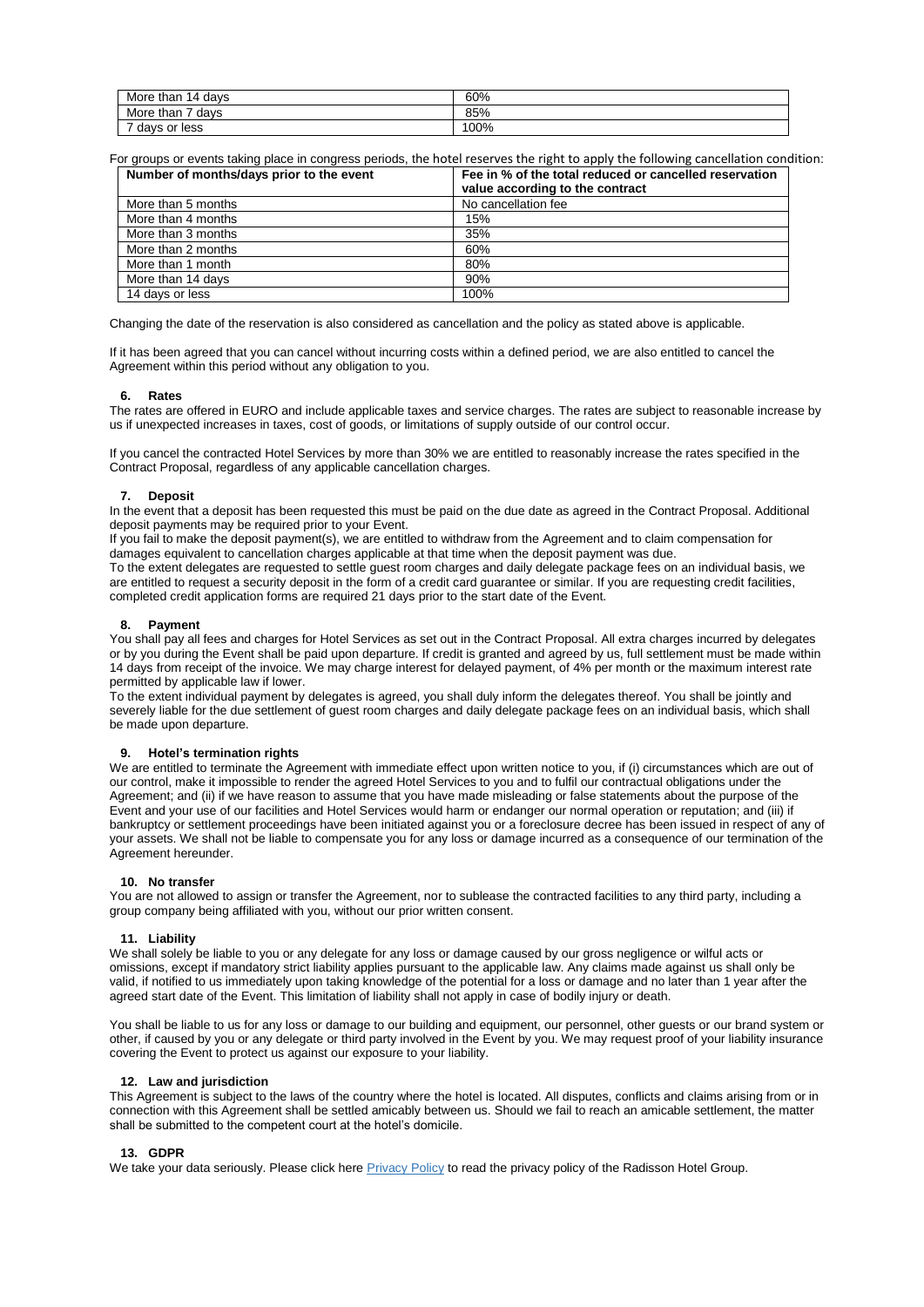| | |
|---|---|
| More than 14 days | 60% |
| More than 7 days | 85% |
| 7 days or less | 100% |

For groups or events taking place in congress periods, the hotel reserves the right to apply the following cancellation condition:

| Number of months/days prior to the event | Fee in % of the total reduced or cancelled reservation value according to the contract |
|---|---|
| More than 5 months | No cancellation fee |
| More than 4 months | 15% |
| More than 3 months | 35% |
| More than 2 months | 60% |
| More than 1 month | 80% |
| More than 14 days | 90% |
| 14 days or less | 100% |

Changing the date of the reservation is also considered as cancellation and the policy as stated above is applicable.

If it has been agreed that you can cancel without incurring costs within a defined period, we are also entitled to cancel the Agreement within this period without any obligation to you.

### 6. Rates

The rates are offered in EURO and include applicable taxes and service charges. The rates are subject to reasonable increase by us if unexpected increases in taxes, cost of goods, or limitations of supply outside of our control occur.

If you cancel the contracted Hotel Services by more than 30% we are entitled to reasonably increase the rates specified in the Contract Proposal, regardless of any applicable cancellation charges.

### 7. Deposit

In the event that a deposit has been requested this must be paid on the due date as agreed in the Contract Proposal. Additional deposit payments may be required prior to your Event.
If you fail to make the deposit payment(s), we are entitled to withdraw from the Agreement and to claim compensation for damages equivalent to cancellation charges applicable at that time when the deposit payment was due.
To the extent delegates are requested to settle guest room charges and daily delegate package fees on an individual basis, we are entitled to request a security deposit in the form of a credit card guarantee or similar. If you are requesting credit facilities, completed credit application forms are required 21 days prior to the start date of the Event.

### 8. Payment

You shall pay all fees and charges for Hotel Services as set out in the Contract Proposal. All extra charges incurred by delegates or by you during the Event shall be paid upon departure. If credit is granted and agreed by us, full settlement must be made within 14 days from receipt of the invoice. We may charge interest for delayed payment, of 4% per month or the maximum interest rate permitted by applicable law if lower.
To the extent individual payment by delegates is agreed, you shall duly inform the delegates thereof. You shall be jointly and severely liable for the due settlement of guest room charges and daily delegate package fees on an individual basis, which shall be made upon departure.

### 9. Hotel's termination rights

We are entitled to terminate the Agreement with immediate effect upon written notice to you, if (i) circumstances which are out of our control, make it impossible to render the agreed Hotel Services to you and to fulfil our contractual obligations under the Agreement; and (ii) if we have reason to assume that you have made misleading or false statements about the purpose of the Event and your use of our facilities and Hotel Services would harm or endanger our normal operation or reputation; and (iii) if bankruptcy or settlement proceedings have been initiated against you or a foreclosure decree has been issued in respect of any of your assets. We shall not be liable to compensate you for any loss or damage incurred as a consequence of our termination of the Agreement hereunder.

### 10. No transfer

You are not allowed to assign or transfer the Agreement, nor to sublease the contracted facilities to any third party, including a group company being affiliated with you, without our prior written consent.

### 11. Liability

We shall solely be liable to you or any delegate for any loss or damage caused by our gross negligence or wilful acts or omissions, except if mandatory strict liability applies pursuant to the applicable law. Any claims made against us shall only be valid, if notified to us immediately upon taking knowledge of the potential for a loss or damage and no later than 1 year after the agreed start date of the Event. This limitation of liability shall not apply in case of bodily injury or death.

You shall be liable to us for any loss or damage to our building and equipment, our personnel, other guests or our brand system or other, if caused by you or any delegate or third party involved in the Event by you. We may request proof of your liability insurance covering the Event to protect us against our exposure to your liability.

### 12. Law and jurisdiction

This Agreement is subject to the laws of the country where the hotel is located. All disputes, conflicts and claims arising from or in connection with this Agreement shall be settled amicably between us. Should we fail to reach an amicable settlement, the matter shall be submitted to the competent court at the hotel's domicile.

### 13. GDPR

We take your data seriously. Please click here Privacy Policy to read the privacy policy of the Radisson Hotel Group.